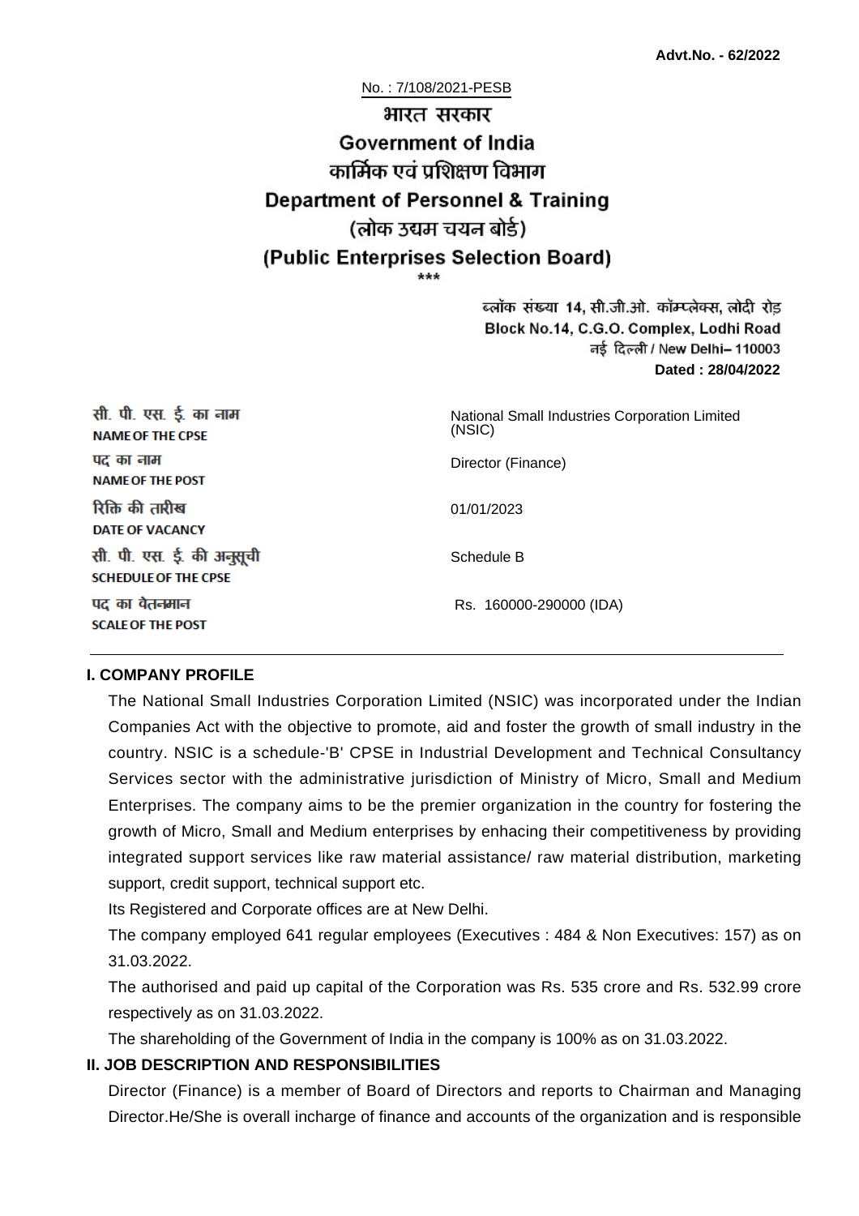**Advt.No. - 62/2022**

No. : 7/108/2021-PESB

भारत सरकार

**Government of India**

कार्मिक एवं प्रशिक्षण विभाग

**Department of Personnel & Training**

(लोक उद्यम चयन बोर्ड)

**(Public Enterprises Selection Board)**

\*\*\*

ब्लॉक संख्या 14, सी.जी.ओ. कॉम्प्लेक्स, लोदी रोड़
Block No.14, C.G.O. Complex, Lodhi Road
नई दिल्ली / New Delhi– 110003
**Dated : 28/04/2022**

| | |
|---|---|
| सी. पी. एस. ई. का नाम<br>**NAME OF THE CPSE** | National Small Industries Corporation Limited (NSIC) |
| पद का नाम<br>**NAME OF THE POST** | Director (Finance) |
| रिक्ति की तारीख<br>**DATE OF VACANCY** | 01/01/2023 |
| सी. पी. एस. ई. की अनुसूची<br>**SCHEDULE OF THE CPSE** | Schedule B |
| पद का वेतनमान<br>**SCALE OF THE POST** | Rs. 160000-290000 (IDA) |

## I. COMPANY PROFILE

The National Small Industries Corporation Limited (NSIC) was incorporated under the Indian Companies Act with the objective to promote, aid and foster the growth of small industry in the country. NSIC is a schedule-'B' CPSE in Industrial Development and Technical Consultancy Services sector with the administrative jurisdiction of Ministry of Micro, Small and Medium Enterprises. The company aims to be the premier organization in the country for fostering the growth of Micro, Small and Medium enterprises by enhacing their competitiveness by providing integrated support services like raw material assistance/ raw material distribution, marketing support, credit support, technical support etc.

Its Registered and Corporate offices are at New Delhi.

The company employed 641 regular employees (Executives : 484 & Non Executives: 157) as on 31.03.2022.

The authorised and paid up capital of the Corporation was Rs. 535 crore and Rs. 532.99 crore respectively as on 31.03.2022.

The shareholding of the Government of India in the company is 100% as on 31.03.2022.

## II. JOB DESCRIPTION AND RESPONSIBILITIES

Director (Finance) is a member of Board of Directors and reports to Chairman and Managing Director.He/She is overall incharge of finance and accounts of the organization and is responsible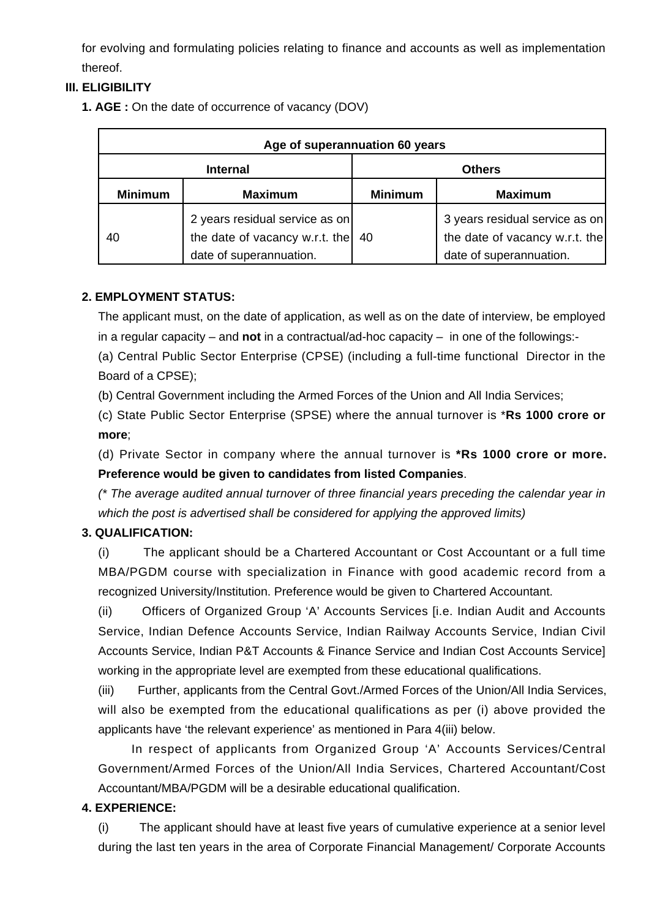for evolving and formulating policies relating to finance and accounts as well as implementation thereof.

### III. ELIGIBILITY

**1. AGE :** On the date of occurrence of vacancy (DOV)

| Age of superannuation 60 years | | | |
|---|---|---|---|
| **Internal** | | **Others** | |
| **Minimum** | **Maximum** | **Minimum** | **Maximum** |
| 40 | 2 years residual service as on the date of vacancy w.r.t. the date of superannuation. | 40 | 3 years residual service as on the date of vacancy w.r.t. the date of superannuation. |

**2. EMPLOYMENT STATUS:**

The applicant must, on the date of application, as well as on the date of interview, be employed in a regular capacity – and **not** in a contractual/ad-hoc capacity – in one of the followings:-

(a) Central Public Sector Enterprise (CPSE) (including a full-time functional Director in the Board of a CPSE);

(b) Central Government including the Armed Forces of the Union and All India Services;

(c) State Public Sector Enterprise (SPSE) where the annual turnover is ***Rs 1000 crore or more**;

(d) Private Sector in company where the annual turnover is ***Rs 1000 crore or more. Preference would be given to candidates from listed Companies**.

*(* The average audited annual turnover of three financial years preceding the calendar year in which the post is advertised shall be considered for applying the approved limits)*

**3. QUALIFICATION:**

(i) The applicant should be a Chartered Accountant or Cost Accountant or a full time MBA/PGDM course with specialization in Finance with good academic record from a recognized University/Institution. Preference would be given to Chartered Accountant.

(ii) Officers of Organized Group 'A' Accounts Services [i.e. Indian Audit and Accounts Service, Indian Defence Accounts Service, Indian Railway Accounts Service, Indian Civil Accounts Service, Indian P&T Accounts & Finance Service and Indian Cost Accounts Service] working in the appropriate level are exempted from these educational qualifications.

(iii) Further, applicants from the Central Govt./Armed Forces of the Union/All India Services, will also be exempted from the educational qualifications as per (i) above provided the applicants have 'the relevant experience' as mentioned in Para 4(iii) below.

In respect of applicants from Organized Group 'A' Accounts Services/Central Government/Armed Forces of the Union/All India Services, Chartered Accountant/Cost Accountant/MBA/PGDM will be a desirable educational qualification.

**4. EXPERIENCE:**

(i) The applicant should have at least five years of cumulative experience at a senior level during the last ten years in the area of Corporate Financial Management/ Corporate Accounts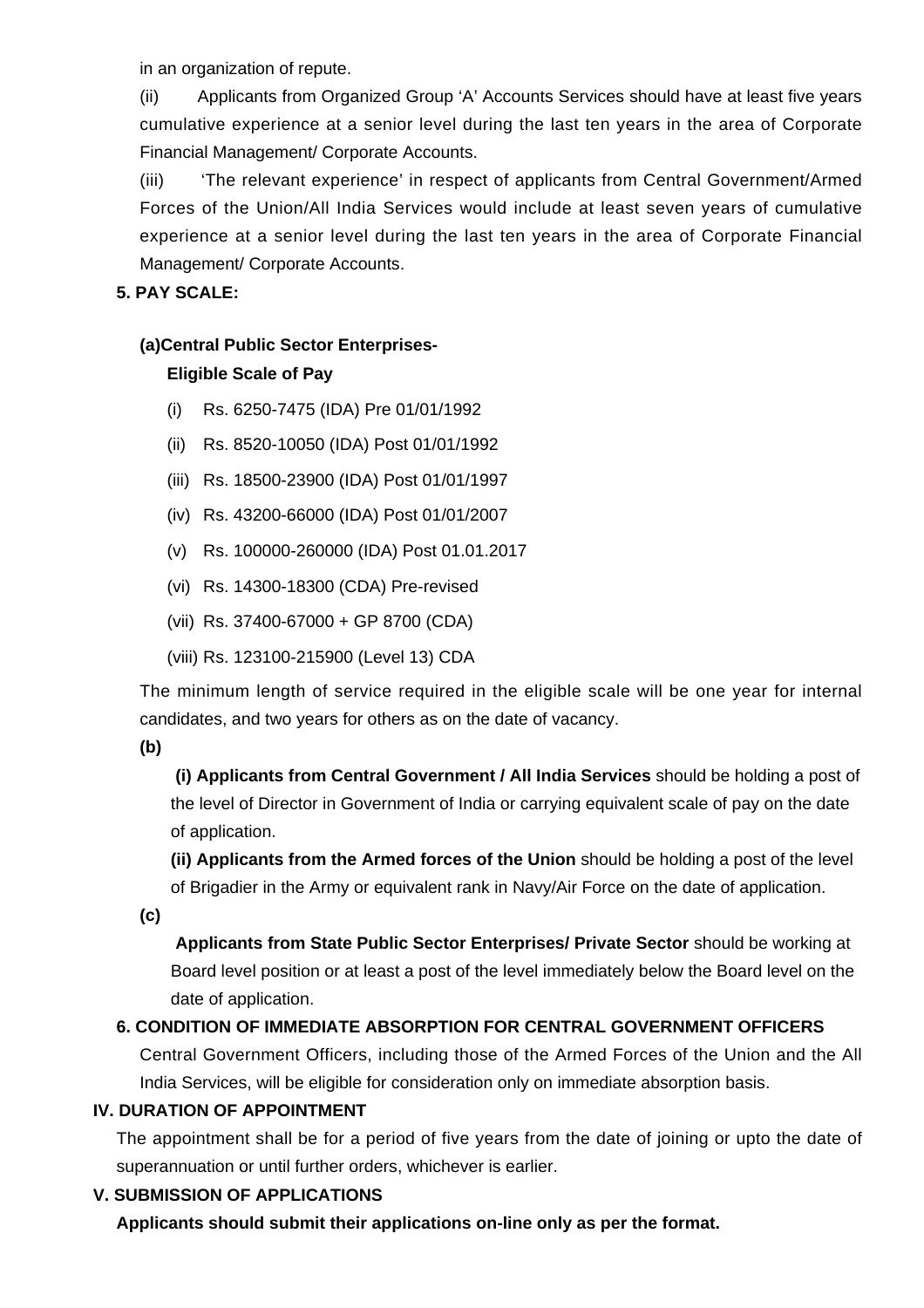in an organization of repute.

(ii) Applicants from Organized Group 'A' Accounts Services should have at least five years cumulative experience at a senior level during the last ten years in the area of Corporate Financial Management/ Corporate Accounts.

(iii) 'The relevant experience' in respect of applicants from Central Government/Armed Forces of the Union/All India Services would include at least seven years of cumulative experience at a senior level during the last ten years in the area of Corporate Financial Management/ Corporate Accounts.

**5. PAY SCALE:**

**(a)Central Public Sector Enterprises-**

**Eligible Scale of Pay**

(i) Rs. 6250-7475 (IDA) Pre 01/01/1992

(ii) Rs. 8520-10050 (IDA) Post 01/01/1992

(iii) Rs. 18500-23900 (IDA) Post 01/01/1997

(iv) Rs. 43200-66000 (IDA) Post 01/01/2007

(v) Rs. 100000-260000 (IDA) Post 01.01.2017

(vi) Rs. 14300-18300 (CDA) Pre-revised

(vii) Rs. 37400-67000 + GP 8700 (CDA)

(viii) Rs. 123100-215900 (Level 13) CDA

The minimum length of service required in the eligible scale will be one year for internal candidates, and two years for others as on the date of vacancy.

**(b)**

**(i) Applicants from Central Government / All India Services** should be holding a post of the level of Director in Government of India or carrying equivalent scale of pay on the date of application.

**(ii) Applicants from the Armed forces of the Union** should be holding a post of the level of Brigadier in the Army or equivalent rank in Navy/Air Force on the date of application.

**(c)**

**Applicants from State Public Sector Enterprises/ Private Sector** should be working at Board level position or at least a post of the level immediately below the Board level on the date of application.

**6. CONDITION OF IMMEDIATE ABSORPTION FOR CENTRAL GOVERNMENT OFFICERS**

Central Government Officers, including those of the Armed Forces of the Union and the All India Services, will be eligible for consideration only on immediate absorption basis.

## IV. DURATION OF APPOINTMENT

The appointment shall be for a period of five years from the date of joining or upto the date of superannuation or until further orders, whichever is earlier.

## V. SUBMISSION OF APPLICATIONS

**Applicants should submit their applications on-line only as per the format.**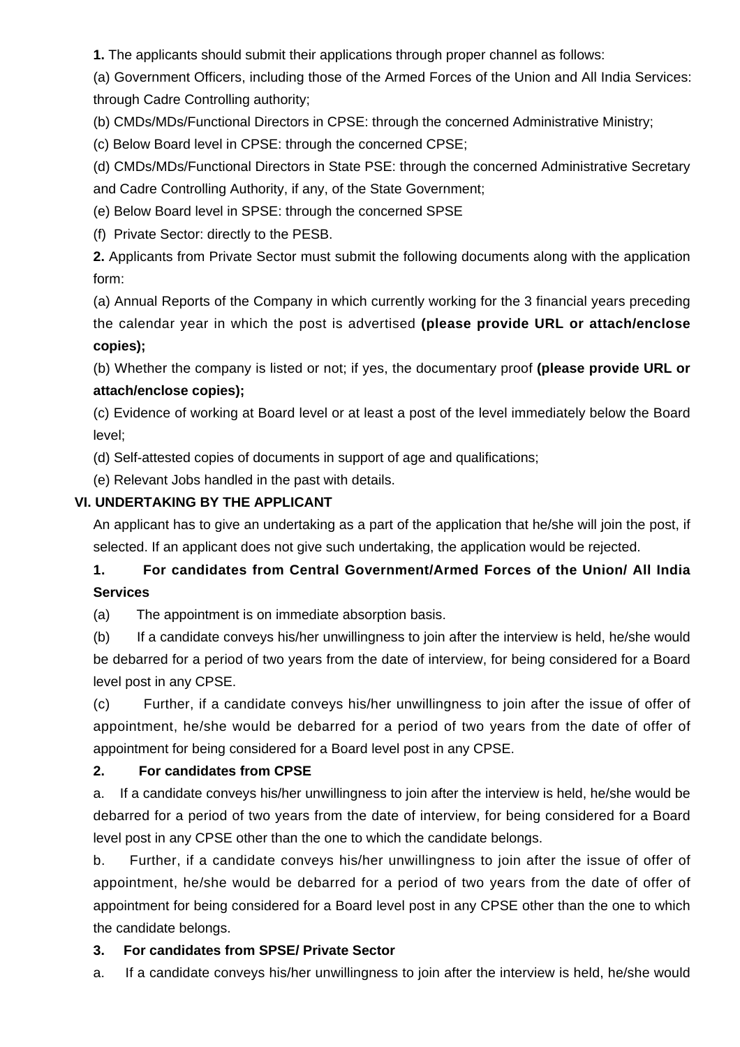**1.** The applicants should submit their applications through proper channel as follows:

(a) Government Officers, including those of the Armed Forces of the Union and All India Services: through Cadre Controlling authority;

(b) CMDs/MDs/Functional Directors in CPSE: through the concerned Administrative Ministry;

(c) Below Board level in CPSE: through the concerned CPSE;

(d) CMDs/MDs/Functional Directors in State PSE: through the concerned Administrative Secretary and Cadre Controlling Authority, if any, of the State Government;

(e) Below Board level in SPSE: through the concerned SPSE

(f) Private Sector: directly to the PESB.

**2.** Applicants from Private Sector must submit the following documents along with the application form:

(a) Annual Reports of the Company in which currently working for the 3 financial years preceding the calendar year in which the post is advertised **(please provide URL or attach/enclose copies);**

(b) Whether the company is listed or not; if yes, the documentary proof **(please provide URL or attach/enclose copies);**

(c) Evidence of working at Board level or at least a post of the level immediately below the Board level;

(d) Self-attested copies of documents in support of age and qualifications;

(e) Relevant Jobs handled in the past with details.

## VI. UNDERTAKING BY THE APPLICANT

An applicant has to give an undertaking as a part of the application that he/she will join the post, if selected. If an applicant does not give such undertaking, the application would be rejected.

**1. For candidates from Central Government/Armed Forces of the Union/ All India Services**

(a) The appointment is on immediate absorption basis.

(b) If a candidate conveys his/her unwillingness to join after the interview is held, he/she would be debarred for a period of two years from the date of interview, for being considered for a Board level post in any CPSE.

(c) Further, if a candidate conveys his/her unwillingness to join after the issue of offer of appointment, he/she would be debarred for a period of two years from the date of offer of appointment for being considered for a Board level post in any CPSE.

**2. For candidates from CPSE**

a. If a candidate conveys his/her unwillingness to join after the interview is held, he/she would be debarred for a period of two years from the date of interview, for being considered for a Board level post in any CPSE other than the one to which the candidate belongs.

b. Further, if a candidate conveys his/her unwillingness to join after the issue of offer of appointment, he/she would be debarred for a period of two years from the date of offer of appointment for being considered for a Board level post in any CPSE other than the one to which the candidate belongs.

**3. For candidates from SPSE/ Private Sector**

a. If a candidate conveys his/her unwillingness to join after the interview is held, he/she would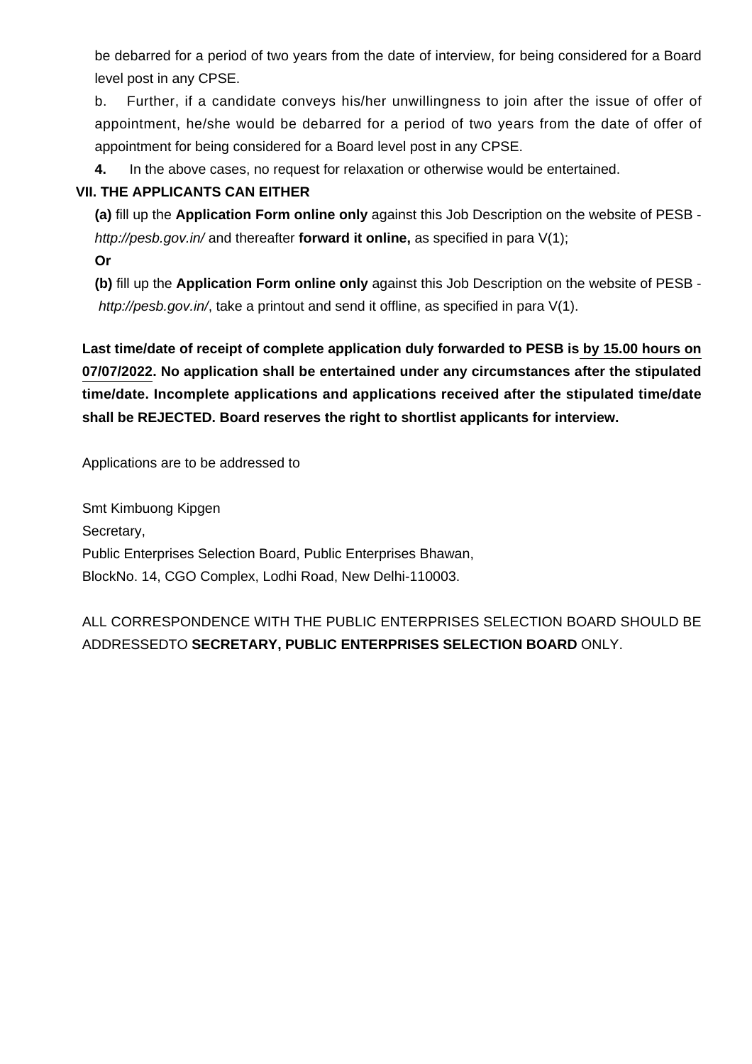be debarred for a period of two years from the date of interview, for being considered for a Board level post in any CPSE.

b. Further, if a candidate conveys his/her unwillingness to join after the issue of offer of appointment, he/she would be debarred for a period of two years from the date of offer of appointment for being considered for a Board level post in any CPSE.

**4.** In the above cases, no request for relaxation or otherwise would be entertained.

**VII. THE APPLICANTS CAN EITHER**

**(a)** fill up the **Application Form online only** against this Job Description on the website of PESB - *http://pesb.gov.in/* and thereafter **forward it online,** as specified in para V(1);

**Or**

**(b)** fill up the **Application Form online only** against this Job Description on the website of PESB - *http://pesb.gov.in/*, take a printout and send it offline, as specified in para V(1).

**Last time/date of receipt of complete application duly forwarded to PESB is by 15.00 hours on 07/07/2022. No application shall be entertained under any circumstances after the stipulated time/date. Incomplete applications and applications received after the stipulated time/date shall be REJECTED. Board reserves the right to shortlist applicants for interview.**

Applications are to be addressed to

Smt Kimbuong Kipgen
Secretary,
Public Enterprises Selection Board, Public Enterprises Bhawan,
BlockNo. 14, CGO Complex, Lodhi Road, New Delhi-110003.

ALL CORRESPONDENCE WITH THE PUBLIC ENTERPRISES SELECTION BOARD SHOULD BE ADDRESSEDTO **SECRETARY, PUBLIC ENTERPRISES SELECTION BOARD** ONLY.